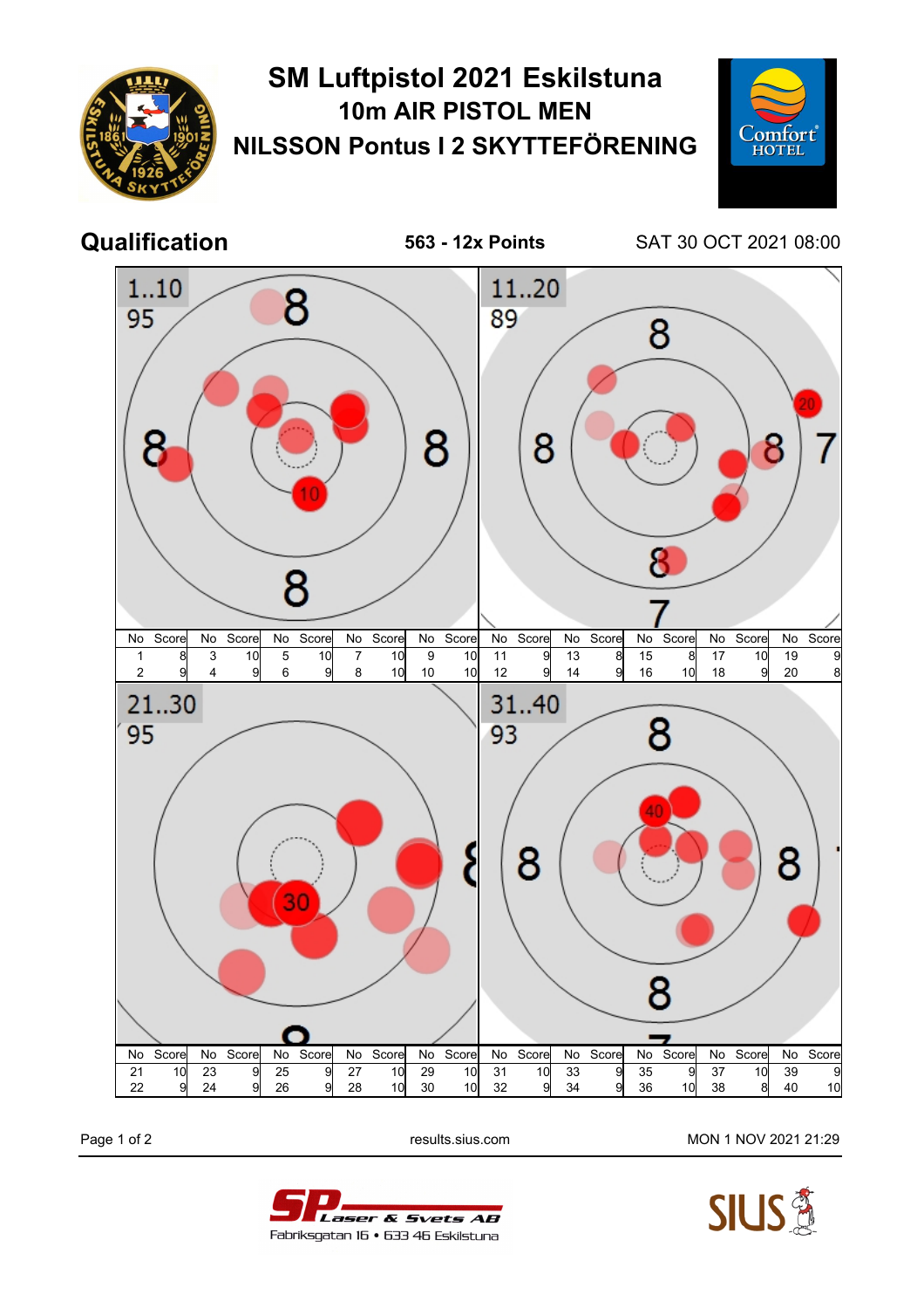# SM Luftpistol 2021 Eskilstuna

## 10m AIR PISTOL MEN

## NILSSON Pontus I 2 SKYTTEFÖRENING

**Qualification** **563 - 12x Points** SAT 30 OCT 2021 08:00

1..10
95

| No | Score | No | Score | No | Score | No | Score | No | Score |
|---|---|---|---|---|---|---|---|---|---|
| 1 | 8 | 3 | 10 | 5 | 10 | 7 | 10 | 9 | 10 |
| 2 | 9 | 4 | 9 | 6 | 9 | 8 | 10 | 10 | 10 |

11..20
89

| No | Score | No | Score | No | Score | No | Score | No | Score |
|---|---|---|---|---|---|---|---|---|---|
| 11 | 9 | 13 | 8 | 15 | 8 | 17 | 10 | 19 | 9 |
| 12 | 9 | 14 | 9 | 16 | 10 | 18 | 9 | 20 | 8 |

21..30
95

| No | Score | No | Score | No | Score | No | Score | No | Score |
|---|---|---|---|---|---|---|---|---|---|
| 21 | 10 | 23 | 9 | 25 | 9 | 27 | 10 | 29 | 10 |
| 22 | 9 | 24 | 9 | 26 | 9 | 28 | 10 | 30 | 10 |

31..40
93

| No | Score | No | Score | No | Score | No | Score | No | Score |
|---|---|---|---|---|---|---|---|---|---|
| 31 | 10 | 33 | 9 | 35 | 9 | 37 | 10 | 39 | 9 |
| 32 | 9 | 34 | 9 | 36 | 10 | 38 | 8 | 40 | 10 |

results.sius.com MON 1 NOV 2021 21:29

SP Laser & Svets AB
Fabriksgatan 16 • 633 46 Eskilstuna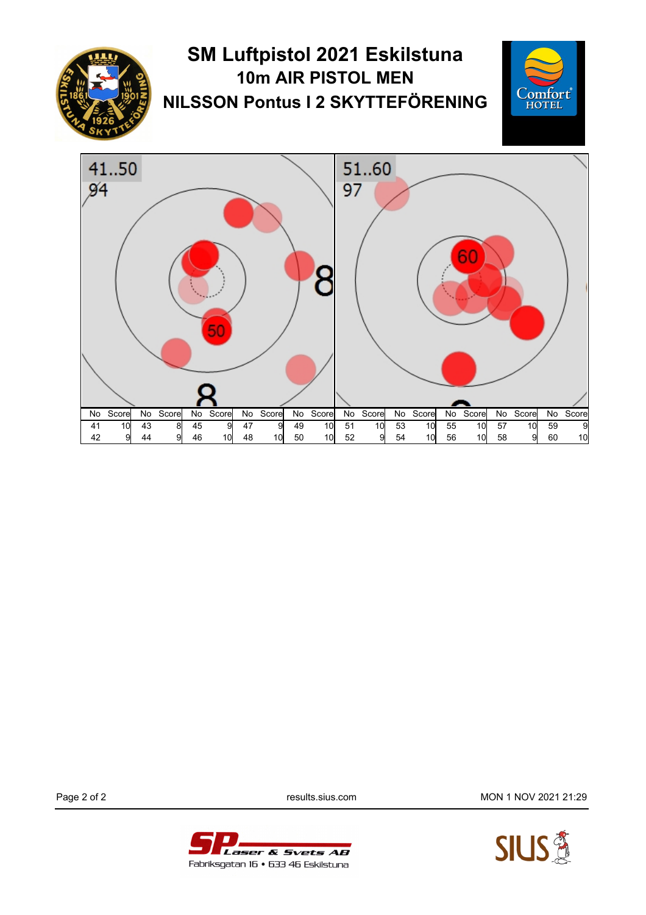# SM Luftpistol 2021 Eskilstuna

## 10m AIR PISTOL MEN

## NILSSON Pontus I 2 SKYTTEFÖRENING

41..50
94

50
8
8

51..60
97

60

| No | Score | No | Score | No | Score | No | Score | No | Score | No | Score | No | Score | No | Score | No | Score | No | Score |
|---|---|---|---|---|---|---|---|---|---|---|---|---|---|---|---|---|---|---|---|
| 41 | 10 | 43 | 8 | 45 | 9 | 47 | 9 | 49 | 10 | 51 | 10 | 53 | 10 | 55 | 10 | 57 | 10 | 59 | 9 |
| 42 | 9 | 44 | 9 | 46 | 10 | 48 | 10 | 50 | 10 | 52 | 9 | 54 | 10 | 56 | 10 | 58 | 9 | 60 | 10 |

results.sius.com

MON 1 NOV 2021 21:29

SP Laser & Svets AB
Fabriksgatan 16 • 633 46 Eskilstuna

SIUS